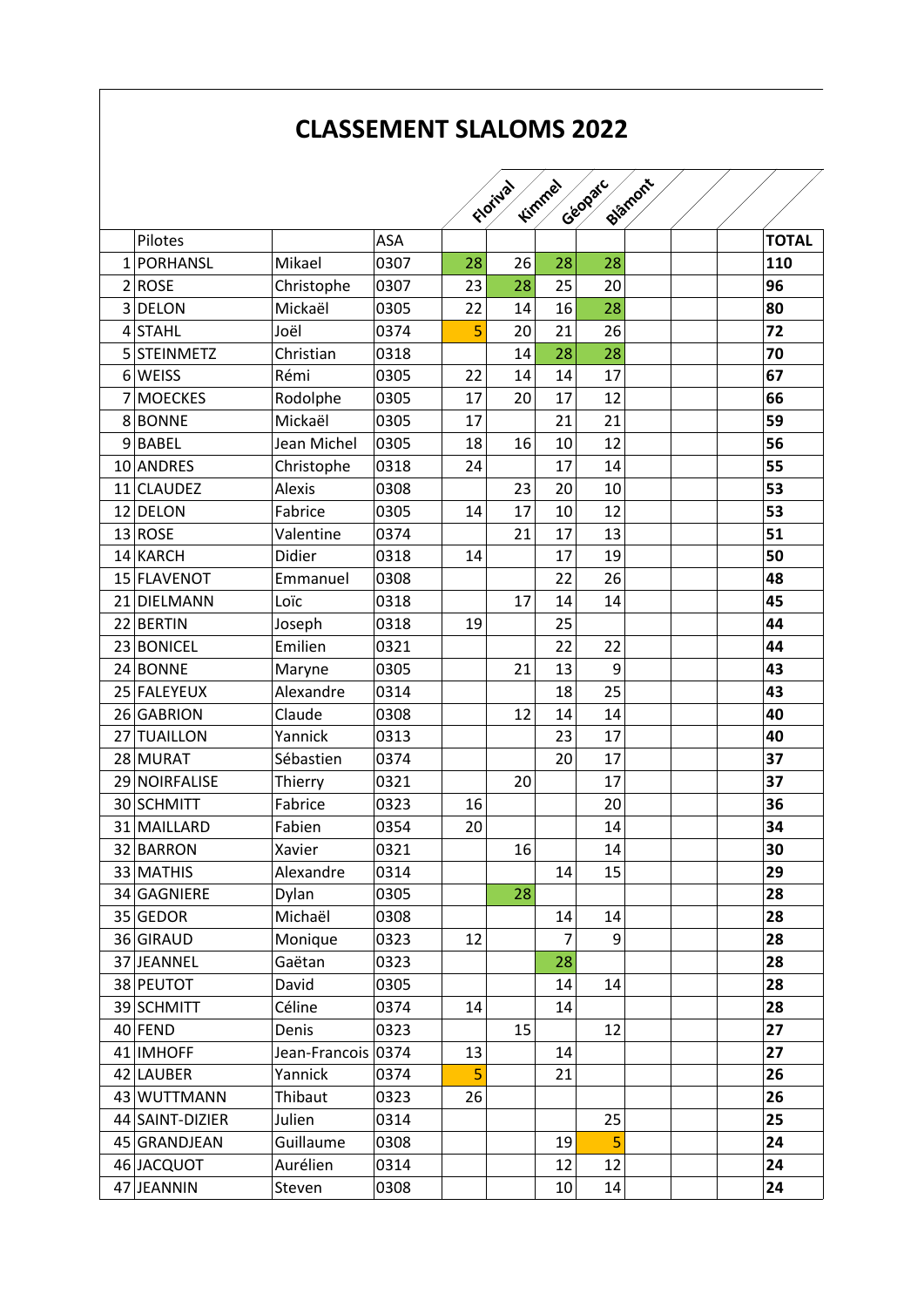# CLASSEMENT SLALOMS 2022

| | Pilotes | | ASA | Florival | Kimmel | Géoparc | Blâmont | | | | TOTAL |
|---|---|---|---|---|---|---|---|---|---|---|---|
| 1 | PORHANSL | Mikael | 0307 | 28 | 26 | 28 | 28 | | | | **110** |
| 2 | ROSE | Christophe | 0307 | 23 | 28 | 25 | 20 | | | | **96** |
| 3 | DELON | Mickaël | 0305 | 22 | 14 | 16 | 28 | | | | **80** |
| 4 | STAHL | Joël | 0374 | 5 | 20 | 21 | 26 | | | | **72** |
| 5 | STEINMETZ | Christian | 0318 | | 14 | 28 | 28 | | | | **70** |
| 6 | WEISS | Rémi | 0305 | 22 | 14 | 14 | 17 | | | | **67** |
| 7 | MOECKES | Rodolphe | 0305 | 17 | 20 | 17 | 12 | | | | **66** |
| 8 | BONNE | Mickaël | 0305 | 17 | | 21 | 21 | | | | **59** |
| 9 | BABEL | Jean Michel | 0305 | 18 | 16 | 10 | 12 | | | | **56** |
| 10 | ANDRES | Christophe | 0318 | 24 | | 17 | 14 | | | | **55** |
| 11 | CLAUDEZ | Alexis | 0308 | | 23 | 20 | 10 | | | | **53** |
| 12 | DELON | Fabrice | 0305 | 14 | 17 | 10 | 12 | | | | **53** |
| 13 | ROSE | Valentine | 0374 | | 21 | 17 | 13 | | | | **51** |
| 14 | KARCH | Didier | 0318 | 14 | | 17 | 19 | | | | **50** |
| 15 | FLAVENOT | Emmanuel | 0308 | | | 22 | 26 | | | | **48** |
| 21 | DIELMANN | Loïc | 0318 | | 17 | 14 | 14 | | | | **45** |
| 22 | BERTIN | Joseph | 0318 | 19 | | 25 | | | | | **44** |
| 23 | BONICEL | Emilien | 0321 | | | 22 | 22 | | | | **44** |
| 24 | BONNE | Maryne | 0305 | | 21 | 13 | 9 | | | | **43** |
| 25 | FALEYEUX | Alexandre | 0314 | | | 18 | 25 | | | | **43** |
| 26 | GABRION | Claude | 0308 | | 12 | 14 | 14 | | | | **40** |
| 27 | TUAILLON | Yannick | 0313 | | | 23 | 17 | | | | **40** |
| 28 | MURAT | Sébastien | 0374 | | | 20 | 17 | | | | **37** |
| 29 | NOIRFALISE | Thierry | 0321 | | 20 | | 17 | | | | **37** |
| 30 | SCHMITT | Fabrice | 0323 | 16 | | | 20 | | | | **36** |
| 31 | MAILLARD | Fabien | 0354 | 20 | | | 14 | | | | **34** |
| 32 | BARRON | Xavier | 0321 | | 16 | | 14 | | | | **30** |
| 33 | MATHIS | Alexandre | 0314 | | | 14 | 15 | | | | **29** |
| 34 | GAGNIERE | Dylan | 0305 | | 28 | | | | | | **28** |
| 35 | GEDOR | Michaël | 0308 | | | 14 | 14 | | | | **28** |
| 36 | GIRAUD | Monique | 0323 | 12 | | 7 | 9 | | | | **28** |
| 37 | JEANNEL | Gaëtan | 0323 | | | 28 | | | | | **28** |
| 38 | PEUTOT | David | 0305 | | | 14 | 14 | | | | **28** |
| 39 | SCHMITT | Céline | 0374 | 14 | | 14 | | | | | **28** |
| 40 | FEND | Denis | 0323 | | 15 | | 12 | | | | **27** |
| 41 | IMHOFF | Jean-Francois | 0374 | 13 | | 14 | | | | | **27** |
| 42 | LAUBER | Yannick | 0374 | 5 | | 21 | | | | | **26** |
| 43 | WUTTMANN | Thibaut | 0323 | 26 | | | | | | | **26** |
| 44 | SAINT-DIZIER | Julien | 0314 | | | | 25 | | | | **25** |
| 45 | GRANDJEAN | Guillaume | 0308 | | | 19 | 5 | | | | **24** |
| 46 | JACQUOT | Aurélien | 0314 | | | 12 | 12 | | | | **24** |
| 47 | JEANNIN | Steven | 0308 | | | 10 | 14 | | | | **24** |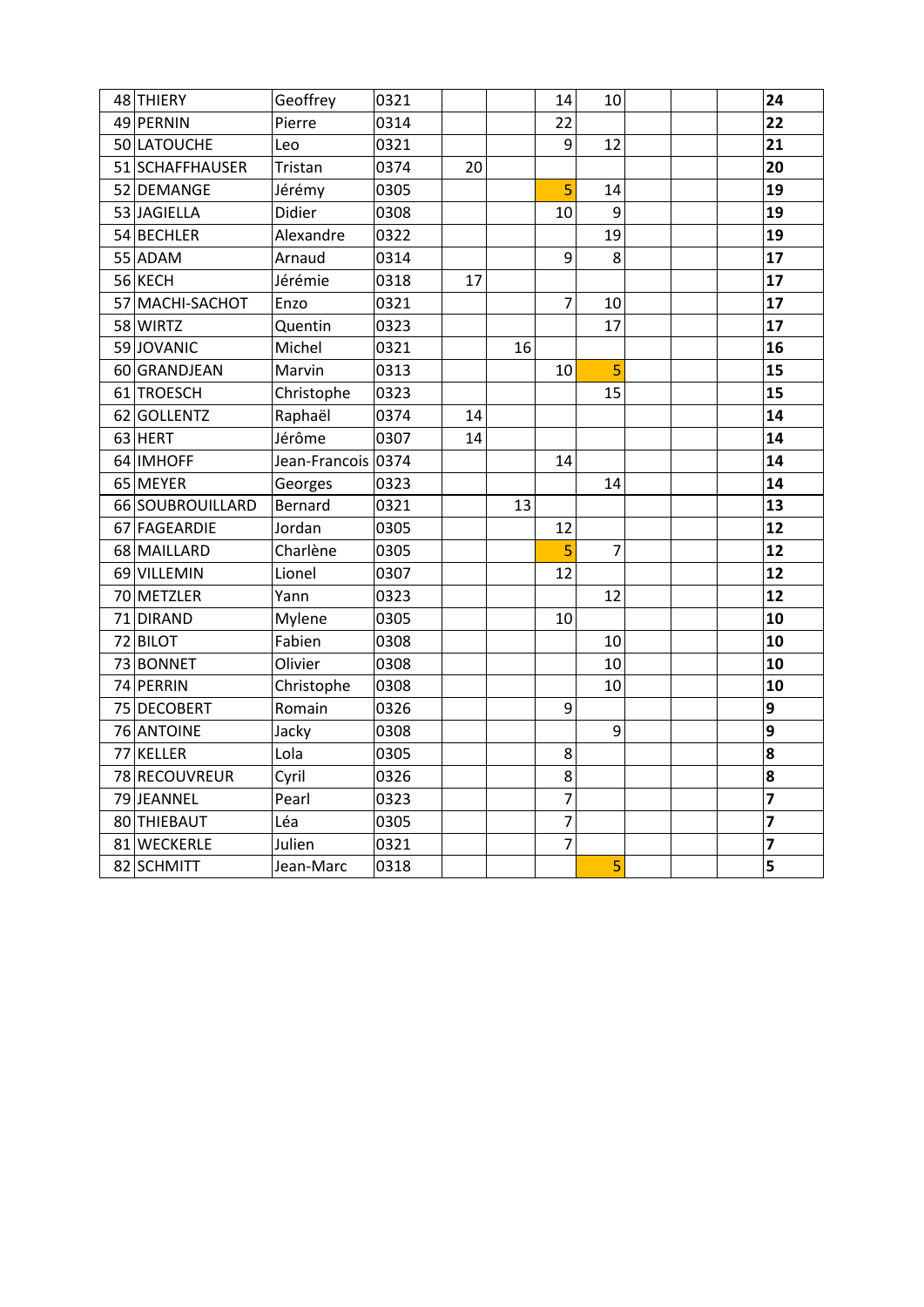| | | | | | | | | | | | |
|---|---|---|---|---|---|---|---|---|---|---|---|
| 48 | THIERY | Geoffrey | 0321 | | | 14 | 10 | | | | **24** |
| 49 | PERNIN | Pierre | 0314 | | | 22 | | | | | **22** |
| 50 | LATOUCHE | Leo | 0321 | | | 9 | 12 | | | | **21** |
| 51 | SCHAFFHAUSER | Tristan | 0374 | 20 | | | | | | | **20** |
| 52 | DEMANGE | Jérémy | 0305 | | | 5 | 14 | | | | **19** |
| 53 | JAGIELLA | Didier | 0308 | | | 10 | 9 | | | | **19** |
| 54 | BECHLER | Alexandre | 0322 | | | | 19 | | | | **19** |
| 55 | ADAM | Arnaud | 0314 | | | 9 | 8 | | | | **17** |
| 56 | KECH | Jérémie | 0318 | 17 | | | | | | | **17** |
| 57 | MACHI-SACHOT | Enzo | 0321 | | | 7 | 10 | | | | **17** |
| 58 | WIRTZ | Quentin | 0323 | | | | 17 | | | | **17** |
| 59 | JOVANIC | Michel | 0321 | | 16 | | | | | | **16** |
| 60 | GRANDJEAN | Marvin | 0313 | | | 10 | 5 | | | | **15** |
| 61 | TROESCH | Christophe | 0323 | | | | 15 | | | | **15** |
| 62 | GOLLENTZ | Raphaël | 0374 | 14 | | | | | | | **14** |
| 63 | HERT | Jérôme | 0307 | 14 | | | | | | | **14** |
| 64 | IMHOFF | Jean-Francois | 0374 | | | 14 | | | | | **14** |
| 65 | MEYER | Georges | 0323 | | | | 14 | | | | **14** |
| 66 | SOUBROUILLARD | Bernard | 0321 | | 13 | | | | | | **13** |
| 67 | FAGEARDIE | Jordan | 0305 | | | 12 | | | | | **12** |
| 68 | MAILLARD | Charlène | 0305 | | | 5 | 7 | | | | **12** |
| 69 | VILLEMIN | Lionel | 0307 | | | 12 | | | | | **12** |
| 70 | METZLER | Yann | 0323 | | | | 12 | | | | **12** |
| 71 | DIRAND | Mylene | 0305 | | | 10 | | | | | **10** |
| 72 | BILOT | Fabien | 0308 | | | | 10 | | | | **10** |
| 73 | BONNET | Olivier | 0308 | | | | 10 | | | | **10** |
| 74 | PERRIN | Christophe | 0308 | | | | 10 | | | | **10** |
| 75 | DECOBERT | Romain | 0326 | | | 9 | | | | | **9** |
| 76 | ANTOINE | Jacky | 0308 | | | | 9 | | | | **9** |
| 77 | KELLER | Lola | 0305 | | | 8 | | | | | **8** |
| 78 | RECOUVREUR | Cyril | 0326 | | | 8 | | | | | **8** |
| 79 | JEANNEL | Pearl | 0323 | | | 7 | | | | | **7** |
| 80 | THIEBAUT | Léa | 0305 | | | 7 | | | | | **7** |
| 81 | WECKERLE | Julien | 0321 | | | 7 | | | | | **7** |
| 82 | SCHMITT | Jean-Marc | 0318 | | | | 5 | | | | **5** |